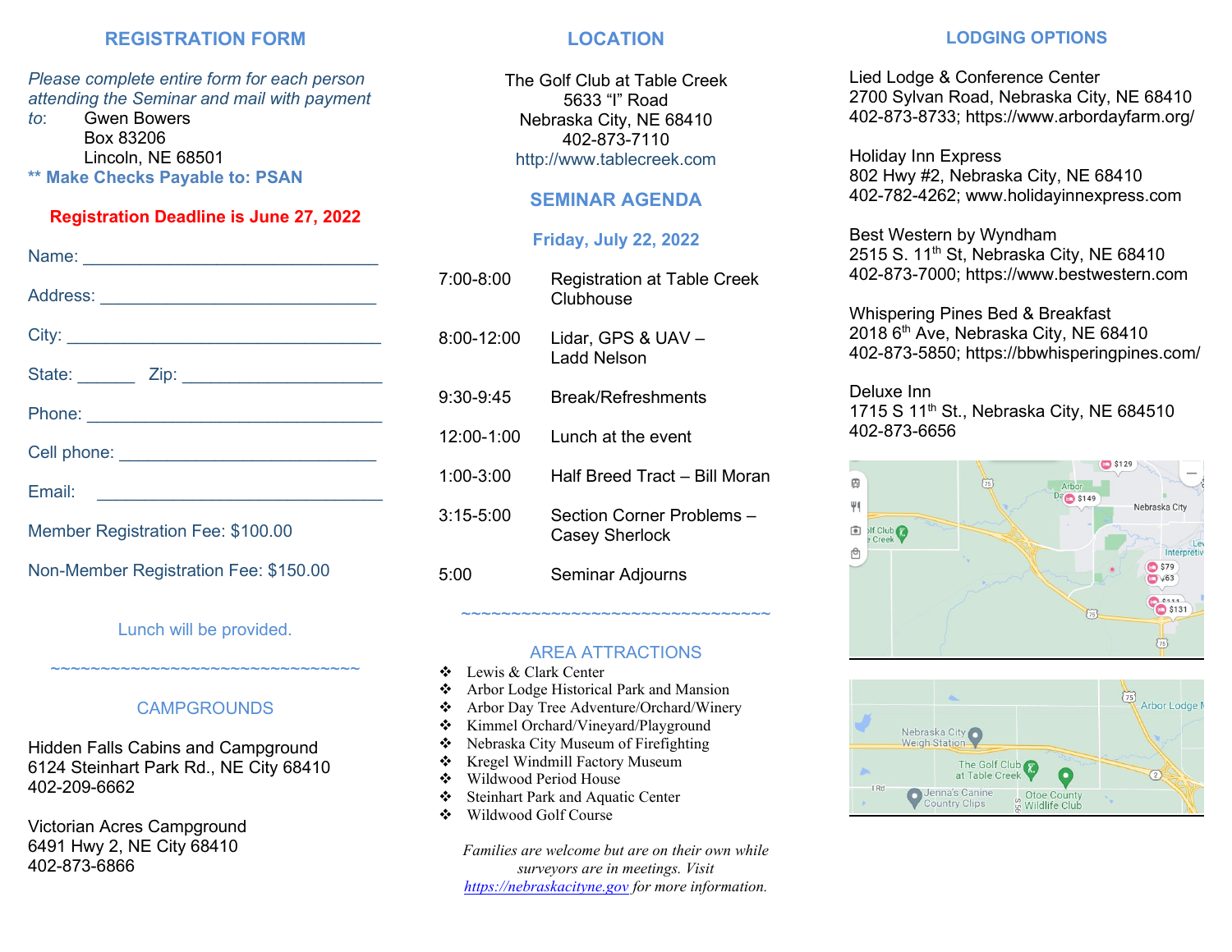## REGISTRATION FORM

*Please complete entire form for each person attending the Seminar and mail with payment to:*

Gwen Bowers
Box 83206
Lincoln, NE 68501

**** Make Checks Payable to: PSAN**

**Registration Deadline is June 27, 2022**

Name: ________________________________

Address: ______________________________

City: _________________________________

State: ______ Zip: _____________________

Phone: ________________________________

Cell phone: ____________________________

Email: ________________________________

Member Registration Fee: $100.00

Non-Member Registration Fee: $150.00

Lunch will be provided.

~~~~~~~~~~~~~~~~~~~~~~~~~~~~~~~~~~

## CAMPGROUNDS

Hidden Falls Cabins and Campground
6124 Steinhart Park Rd., NE City 68410
402-209-6662

Victorian Acres Campground
6491 Hwy 2, NE City 68410
402-873-6866

## LOCATION

The Golf Club at Table Creek
5633 "I" Road
Nebraska City, NE 68410
402-873-7110
http://www.tablecreek.com

## SEMINAR AGENDA

**Friday, July 22, 2022**

| | |
|---|---|
| 7:00-8:00 | Registration at Table Creek Clubhouse |
| 8:00-12:00 | Lidar, GPS & UAV – Ladd Nelson |
| 9:30-9:45 | Break/Refreshments |
| 12:00-1:00 | Lunch at the event |
| 1:00-3:00 | Half Breed Tract – Bill Moran |
| 3:15-5:00 | Section Corner Problems – Casey Sherlock |
| 5:00 | Seminar Adjourns |

~~~~~~~~~~~~~~~~~~~~~~~~~~~~~~~~~~

## AREA ATTRACTIONS

- Lewis & Clark Center
- Arbor Lodge Historical Park and Mansion
- Arbor Day Tree Adventure/Orchard/Winery
- Kimmel Orchard/Vineyard/Playground
- Nebraska City Museum of Firefighting
- Kregel Windmill Factory Museum
- Wildwood Period House
- Steinhart Park and Aquatic Center
- Wildwood Golf Course

*Families are welcome but are on their own while surveyors are in meetings. Visit https://nebraskacityne.gov for more information.*

## LODGING OPTIONS

Lied Lodge & Conference Center
2700 Sylvan Road, Nebraska City, NE 68410
402-873-8733; https://www.arbordayfarm.org/

Holiday Inn Express
802 Hwy #2, Nebraska City, NE 68410
402-782-4262; www.holidayinnexpress.com

Best Western by Wyndham
2515 S. 11th St, Nebraska City, NE 68410
402-873-7000; https://www.bestwestern.com

Whispering Pines Bed & Breakfast
2018 6th Ave, Nebraska City, NE 68410
402-873-5850; https://bbwhisperingpines.com/

Deluxe Inn
1715 S 11th St., Nebraska City, NE 684510
402-873-6656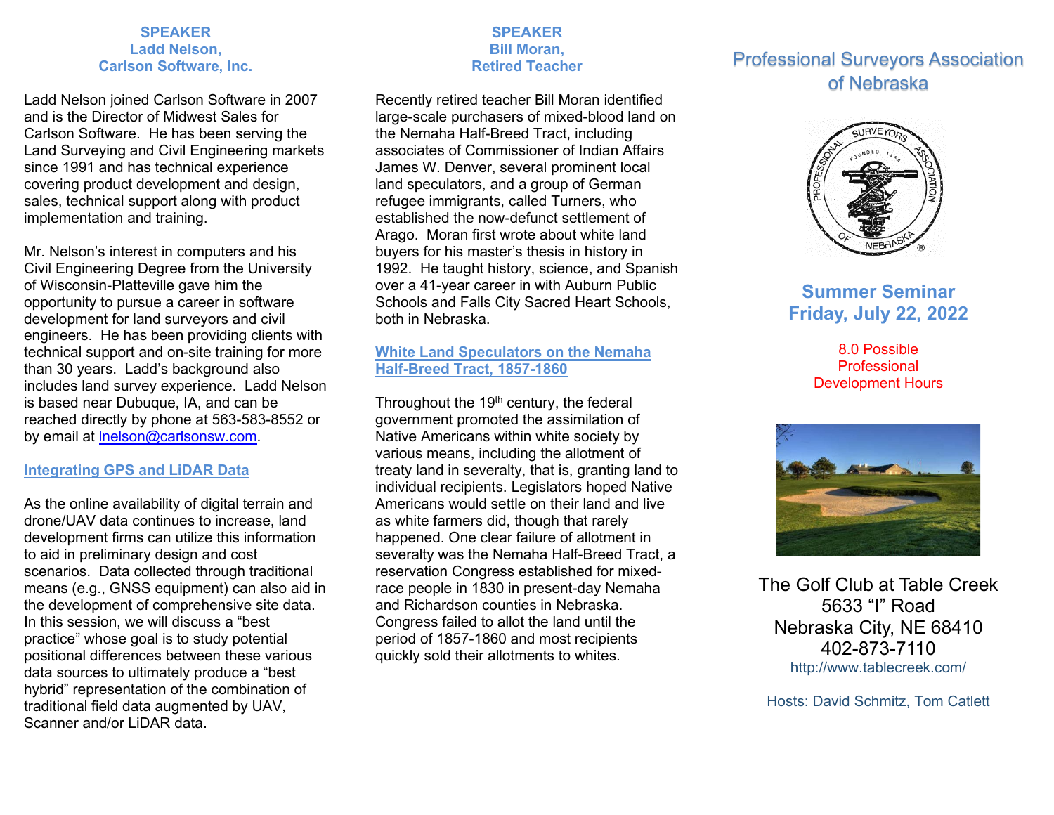## SPEAKER
## Ladd Nelson,
## Carlson Software, Inc.

Ladd Nelson joined Carlson Software in 2007 and is the Director of Midwest Sales for Carlson Software. He has been serving the Land Surveying and Civil Engineering markets since 1991 and has technical experience covering product development and design, sales, technical support along with product implementation and training.

Mr. Nelson's interest in computers and his Civil Engineering Degree from the University of Wisconsin-Platteville gave him the opportunity to pursue a career in software development for land surveyors and civil engineers. He has been providing clients with technical support and on-site training for more than 30 years. Ladd's background also includes land survey experience. Ladd Nelson is based near Dubuque, IA, and can be reached directly by phone at 563-583-8552 or by email at lnelson@carlsonsw.com.

### Integrating GPS and LiDAR Data

As the online availability of digital terrain and drone/UAV data continues to increase, land development firms can utilize this information to aid in preliminary design and cost scenarios. Data collected through traditional means (e.g., GNSS equipment) can also aid in the development of comprehensive site data. In this session, we will discuss a "best practice" whose goal is to study potential positional differences between these various data sources to ultimately produce a "best hybrid" representation of the combination of traditional field data augmented by UAV, Scanner and/or LiDAR data.

## SPEAKER
## Bill Moran,
## Retired Teacher

Recently retired teacher Bill Moran identified large-scale purchasers of mixed-blood land on the Nemaha Half-Breed Tract, including associates of Commissioner of Indian Affairs James W. Denver, several prominent local land speculators, and a group of German refugee immigrants, called Turners, who established the now-defunct settlement of Arago. Moran first wrote about white land buyers for his master's thesis in history in 1992. He taught history, science, and Spanish over a 41-year career in with Auburn Public Schools and Falls City Sacred Heart Schools, both in Nebraska.

### White Land Speculators on the Nemaha Half-Breed Tract, 1857-1860

Throughout the 19th century, the federal government promoted the assimilation of Native Americans within white society by various means, including the allotment of treaty land in severalty, that is, granting land to individual recipients. Legislators hoped Native Americans would settle on their land and live as white farmers did, though that rarely happened. One clear failure of allotment in severalty was the Nemaha Half-Breed Tract, a reservation Congress established for mixed-race people in 1830 in present-day Nemaha and Richardson counties in Nebraska. Congress failed to allot the land until the period of 1857-1860 and most recipients quickly sold their allotments to whites.

# Professional Surveyors Association of Nebraska

## Summer Seminar
## Friday, July 22, 2022

8.0 Possible Professional Development Hours

The Golf Club at Table Creek
5633 "I" Road
Nebraska City, NE 68410
402-873-7110
http://www.tablecreek.com/

Hosts: David Schmitz, Tom Catlett